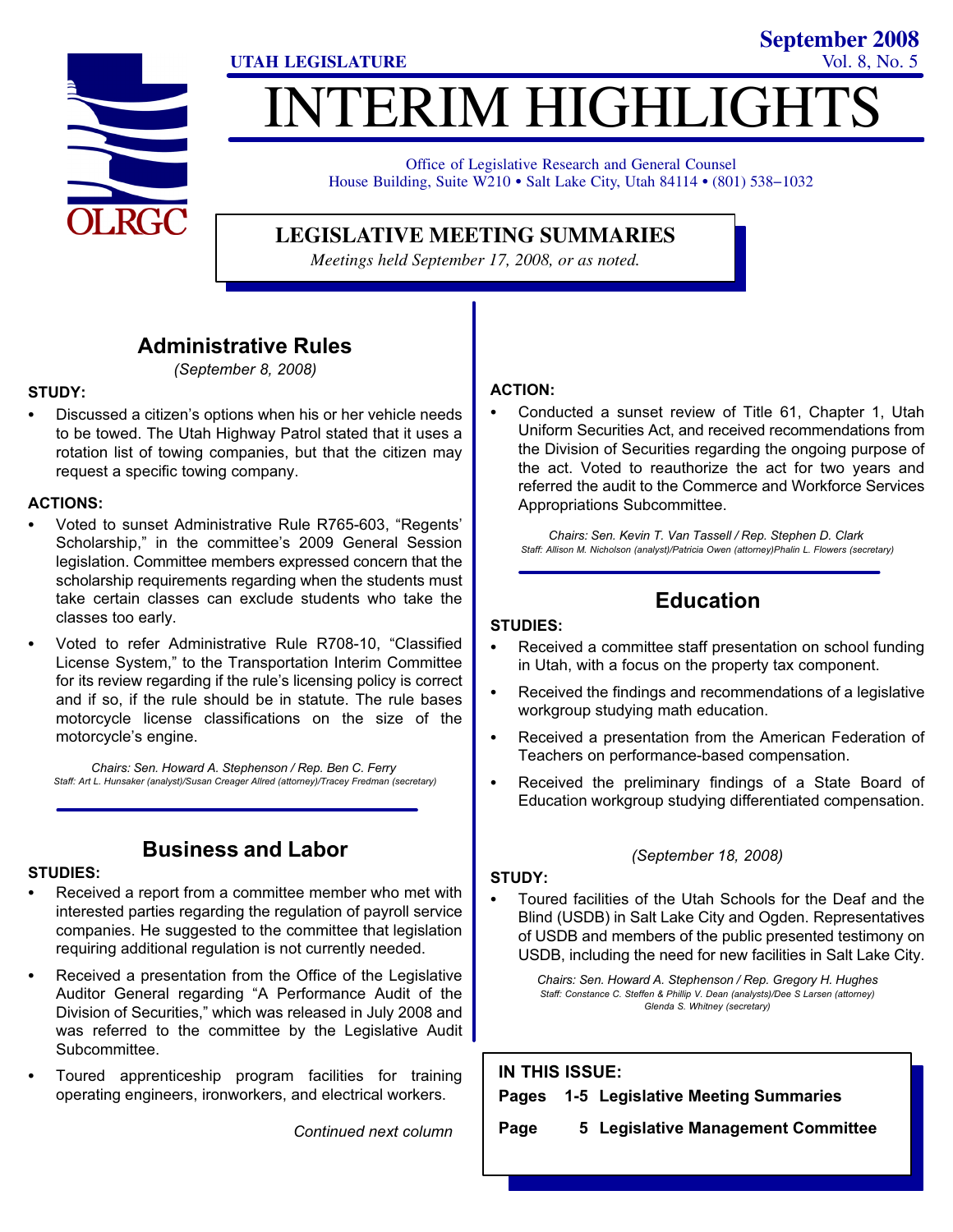UTAH LEGISLATURE

# INTERIM HIGHLIGHTS

**September 2008**

Office of Legislative Research and General Counsel
House Building, Suite W210 • Salt Lake City, Utah 84114 • (801) 538–1032

## LEGISLATIVE MEETING SUMMARIES

*Meetings held September 17, 2008, or as noted.*

## Administrative Rules

*(September 8, 2008)*

**STUDY:**

- Discussed a citizen's options when his or her vehicle needs to be towed. The Utah Highway Patrol stated that it uses a rotation list of towing companies, but that the citizen may request a specific towing company.

**ACTIONS:**

- Voted to sunset Administrative Rule R765-603, "Regents' Scholarship," in the committee's 2009 General Session legislation. Committee members expressed concern that the scholarship requirements regarding when the students must take certain classes can exclude students who take the classes too early.
- Voted to refer Administrative Rule R708-10, "Classified License System," to the Transportation Interim Committee for its review regarding if the rule's licensing policy is correct and if so, if the rule should be in statute. The rule bases motorcycle license classifications on the size of the motorcycle's engine.

*Chairs: Sen. Howard A. Stephenson / Rep. Ben C. Ferry*
*Staff: Art L. Hunsaker (analyst)/Susan Creager Allred (attorney)/Tracey Fredman (secretary)*

## Business and Labor

**STUDIES:**

- Received a report from a committee member who met with interested parties regarding the regulation of payroll service companies. He suggested to the committee that legislation requiring additional regulation is not currently needed.
- Received a presentation from the Office of the Legislative Auditor General regarding "A Performance Audit of the Division of Securities," which was released in July 2008 and was referred to the committee by the Legislative Audit Subcommittee.
- Toured apprenticeship program facilities for training operating engineers, ironworkers, and electrical workers.

**ACTION:**

- Conducted a sunset review of Title 61, Chapter 1, Utah Uniform Securities Act, and received recommendations from the Division of Securities regarding the ongoing purpose of the act. Voted to reauthorize the act for two years and referred the audit to the Commerce and Workforce Services Appropriations Subcommittee.

*Chairs: Sen. Kevin T. Van Tassell / Rep. Stephen D. Clark*
*Staff: Allison M. Nicholson (analyst)/Patricia Owen (attorney)Phalin L. Flowers (secretary)*

## Education

**STUDIES:**

- Received a committee staff presentation on school funding in Utah, with a focus on the property tax component.
- Received the findings and recommendations of a legislative workgroup studying math education.
- Received a presentation from the American Federation of Teachers on performance-based compensation.
- Received the preliminary findings of a State Board of Education workgroup studying differentiated compensation.

*(September 18, 2008)*

**STUDY:**

- Toured facilities of the Utah Schools for the Deaf and the Blind (USDB) in Salt Lake City and Ogden. Representatives of USDB and members of the public presented testimony on USDB, including the need for new facilities in Salt Lake City.

*Chairs: Sen. Howard A. Stephenson / Rep. Gregory H. Hughes*
*Staff: Constance C. Steffen & Phillip V. Dean (analysts)/Dee S Larsen (attorney)*
*Glenda S. Whitney (secretary)*

**IN THIS ISSUE:**

**Pages 1-5 Legislative Meeting Summaries**

**Page 5 Legislative Management Committee**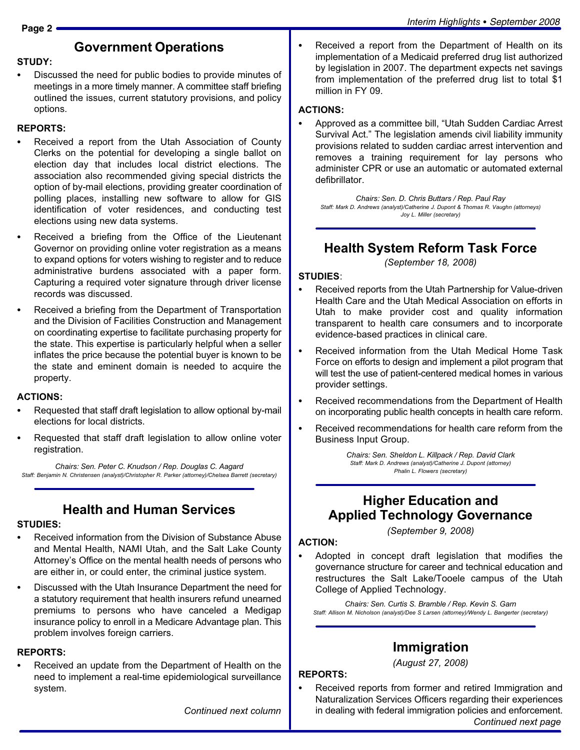## Government Operations

**STUDY:**

- Discussed the need for public bodies to provide minutes of meetings in a more timely manner. A committee staff briefing outlined the issues, current statutory provisions, and policy options.

**REPORTS:**

- Received a report from the Utah Association of County Clerks on the potential for developing a single ballot on election day that includes local district elections. The association also recommended giving special districts the option of by-mail elections, providing greater coordination of polling places, installing new software to allow for GIS identification of voter residences, and conducting test elections using new data systems.
- Received a briefing from the Office of the Lieutenant Governor on providing online voter registration as a means to expand options for voters wishing to register and to reduce administrative burdens associated with a paper form. Capturing a required voter signature through driver license records was discussed.
- Received a briefing from the Department of Transportation and the Division of Facilities Construction and Management on coordinating expertise to facilitate purchasing property for the state. This expertise is particularly helpful when a seller inflates the price because the potential buyer is known to be the state and eminent domain is needed to acquire the property.

**ACTIONS:**

- Requested that staff draft legislation to allow optional by-mail elections for local districts.
- Requested that staff draft legislation to allow online voter registration.

*Chairs: Sen. Peter C. Knudson / Rep. Douglas C. Aagard*
*Staff: Benjamin N. Christensen (analyst)/Christopher R. Parker (attorney)/Chelsea Barrett (secretary)*

## Health and Human Services

**STUDIES:**

- Received information from the Division of Substance Abuse and Mental Health, NAMI Utah, and the Salt Lake County Attorney's Office on the mental health needs of persons who are either in, or could enter, the criminal justice system.
- Discussed with the Utah Insurance Department the need for a statutory requirement that health insurers refund unearned premiums to persons who have canceled a Medigap insurance policy to enroll in a Medicare Advantage plan. This problem involves foreign carriers.

**REPORTS:**

- Received an update from the Department of Health on the need to implement a real-time epidemiological surveillance system.
- Received a report from the Department of Health on its implementation of a Medicaid preferred drug list authorized by legislation in 2007. The department expects net savings from implementation of the preferred drug list to total $1 million in FY 09.

**ACTIONS:**

- Approved as a committee bill, "Utah Sudden Cardiac Arrest Survival Act." The legislation amends civil liability immunity provisions related to sudden cardiac arrest intervention and removes a training requirement for lay persons who administer CPR or use an automatic or automated external defibrillator.

*Chairs: Sen. D. Chris Buttars / Rep. Paul Ray*
*Staff: Mark D. Andrews (analyst)/Catherine J. Dupont & Thomas R. Vaughn (attorneys)*
*Joy L. Miller (secretary)*

## Health System Reform Task Force

*(September 18, 2008)*

**STUDIES**:

- Received reports from the Utah Partnership for Value-driven Health Care and the Utah Medical Association on efforts in Utah to make provider cost and quality information transparent to health care consumers and to incorporate evidence-based practices in clinical care.
- Received information from the Utah Medical Home Task Force on efforts to design and implement a pilot program that will test the use of patient-centered medical homes in various provider settings.
- Received recommendations from the Department of Health on incorporating public health concepts in health care reform.
- Received recommendations for health care reform from the Business Input Group.

*Chairs: Sen. Sheldon L. Killpack / Rep. David Clark*
*Staff: Mark D. Andrews (analyst)/Catherine J. Dupont (attorney)*
*Phalin L. Flowers (secretary)*

## Higher Education and Applied Technology Governance

*(September 9, 2008)*

**ACTION:**

- Adopted in concept draft legislation that modifies the governance structure for career and technical education and restructures the Salt Lake/Tooele campus of the Utah College of Applied Technology.

*Chairs: Sen. Curtis S. Bramble / Rep. Kevin S. Garn*
*Staff: Allison M. Nicholson (analyst)/Dee S Larsen (attorney)/Wendy L. Bangerter (secretary)*

## Immigration

*(August 27, 2008)*

**REPORTS:**

- Received reports from former and retired Immigration and Naturalization Services Officers regarding their experiences in dealing with federal immigration policies and enforcement.

*Continued next page*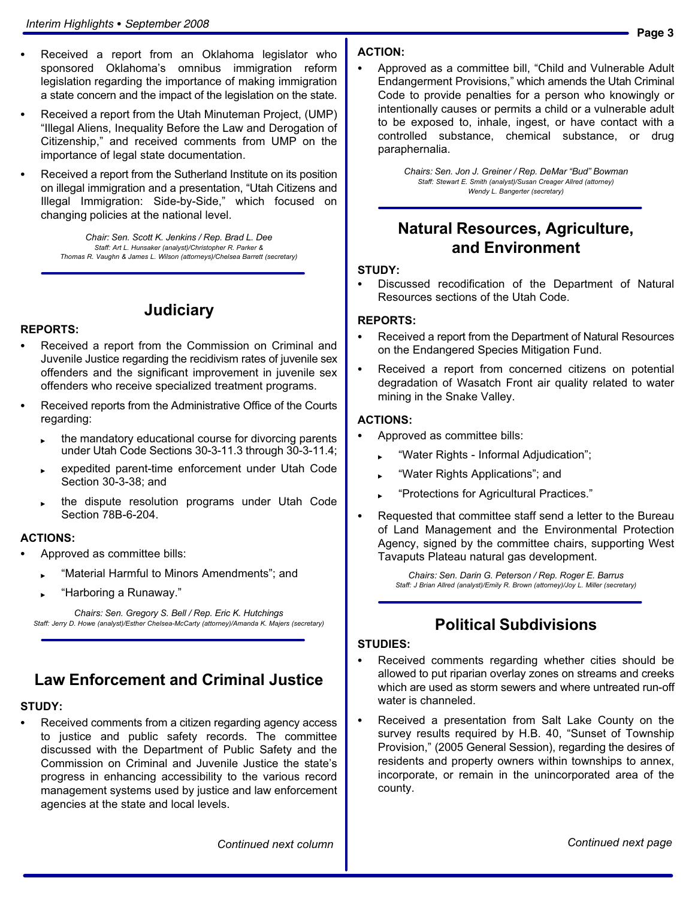- Received a report from an Oklahoma legislator who sponsored Oklahoma's omnibus immigration reform legislation regarding the importance of making immigration a state concern and the impact of the legislation on the state.
- Received a report from the Utah Minuteman Project, (UMP) "Illegal Aliens, Inequality Before the Law and Derogation of Citizenship," and received comments from UMP on the importance of legal state documentation.
- Received a report from the Sutherland Institute on its position on illegal immigration and a presentation, "Utah Citizens and Illegal Immigration: Side-by-Side," which focused on changing policies at the national level.

*Chair: Sen. Scott K. Jenkins / Rep. Brad L. Dee*
*Staff: Art L. Hunsaker (analyst)/Christopher R. Parker & Thomas R. Vaughn & James L. Wilson (attorneys)/Chelsea Barrett (secretary)*

## Judiciary

**REPORTS:**

- Received a report from the Commission on Criminal and Juvenile Justice regarding the recidivism rates of juvenile sex offenders and the significant improvement in juvenile sex offenders who receive specialized treatment programs.
- Received reports from the Administrative Office of the Courts regarding:
  - the mandatory educational course for divorcing parents under Utah Code Sections 30-3-11.3 through 30-3-11.4;
  - expedited parent-time enforcement under Utah Code Section 30-3-38; and
  - the dispute resolution programs under Utah Code Section 78B-6-204.

**ACTIONS:**

- Approved as committee bills:
  - "Material Harmful to Minors Amendments"; and
  - "Harboring a Runaway."

*Chairs: Sen. Gregory S. Bell / Rep. Eric K. Hutchings*
*Staff: Jerry D. Howe (analyst)/Esther Chelsea-McCarty (attorney)/Amanda K. Majers (secretary)*

## Law Enforcement and Criminal Justice

**STUDY:**

- Received comments from a citizen regarding agency access to justice and public safety records. The committee discussed with the Department of Public Safety and the Commission on Criminal and Juvenile Justice the state's progress in enhancing accessibility to the various record management systems used by justice and law enforcement agencies at the state and local levels.

**ACTION:**

- Approved as a committee bill, "Child and Vulnerable Adult Endangerment Provisions," which amends the Utah Criminal Code to provide penalties for a person who knowingly or intentionally causes or permits a child or a vulnerable adult to be exposed to, inhale, ingest, or have contact with a controlled substance, chemical substance, or drug paraphernalia.

*Chairs: Sen. Jon J. Greiner / Rep. DeMar "Bud" Bowman*
*Staff: Stewart E. Smith (analyst)/Susan Creager Allred (attorney) Wendy L. Bangerter (secretary)*

## Natural Resources, Agriculture, and Environment

**STUDY:**

- Discussed recodification of the Department of Natural Resources sections of the Utah Code.

**REPORTS:**

- Received a report from the Department of Natural Resources on the Endangered Species Mitigation Fund.
- Received a report from concerned citizens on potential degradation of Wasatch Front air quality related to water mining in the Snake Valley.

**ACTIONS:**

- Approved as committee bills:
  - "Water Rights - Informal Adjudication";
  - "Water Rights Applications"; and
  - "Protections for Agricultural Practices."
- Requested that committee staff send a letter to the Bureau of Land Management and the Environmental Protection Agency, signed by the committee chairs, supporting West Tavaputs Plateau natural gas development.

*Chairs: Sen. Darin G. Peterson / Rep. Roger E. Barrus*
*Staff: J Brian Allred (analyst)/Emily R. Brown (attorney)/Joy L. Miller (secretary)*

## Political Subdivisions

**STUDIES:**

- Received comments regarding whether cities should be allowed to put riparian overlay zones on streams and creeks which are used as storm sewers and where untreated run-off water is channeled.
- Received a presentation from Salt Lake County on the survey results required by H.B. 40, "Sunset of Township Provision," (2005 General Session), regarding the desires of residents and property owners within townships to annex, incorporate, or remain in the unincorporated area of the county.

*Continued next page*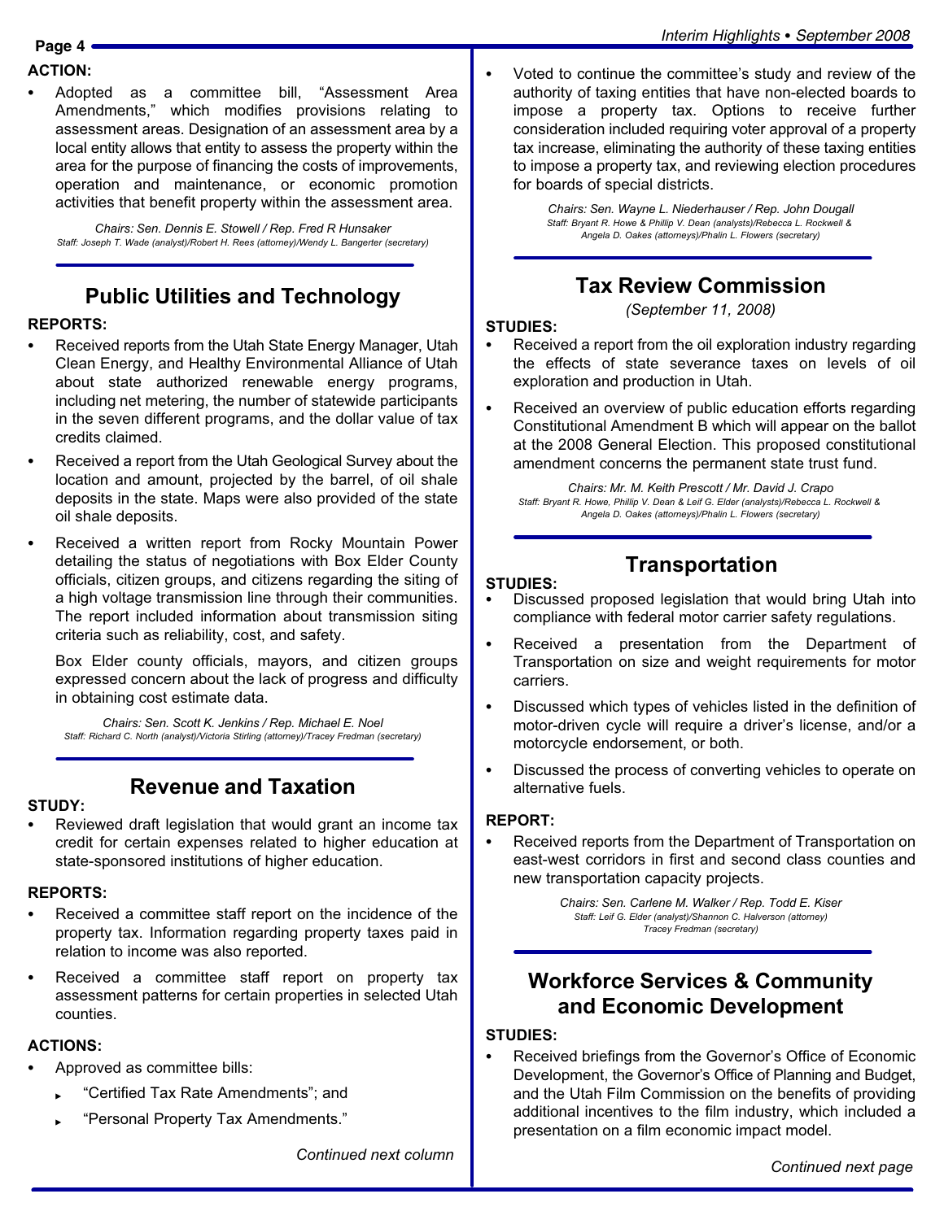**ACTION:**

- Adopted as a committee bill, "Assessment Area Amendments," which modifies provisions relating to assessment areas. Designation of an assessment area by a local entity allows that entity to assess the property within the area for the purpose of financing the costs of improvements, operation and maintenance, or economic promotion activities that benefit property within the assessment area.

*Chairs: Sen. Dennis E. Stowell / Rep. Fred R Hunsaker*
*Staff: Joseph T. Wade (analyst)/Robert H. Rees (attorney)/Wendy L. Bangerter (secretary)*

## Public Utilities and Technology

**REPORTS:**

- Received reports from the Utah State Energy Manager, Utah Clean Energy, and Healthy Environmental Alliance of Utah about state authorized renewable energy programs, including net metering, the number of statewide participants in the seven different programs, and the dollar value of tax credits claimed.
- Received a report from the Utah Geological Survey about the location and amount, projected by the barrel, of oil shale deposits in the state. Maps were also provided of the state oil shale deposits.
- Received a written report from Rocky Mountain Power detailing the status of negotiations with Box Elder County officials, citizen groups, and citizens regarding the siting of a high voltage transmission line through their communities. The report included information about transmission siting criteria such as reliability, cost, and safety.

  Box Elder county officials, mayors, and citizen groups expressed concern about the lack of progress and difficulty in obtaining cost estimate data.

*Chairs: Sen. Scott K. Jenkins / Rep. Michael E. Noel*
*Staff: Richard C. North (analyst)/Victoria Stirling (attorney)/Tracey Fredman (secretary)*

## Revenue and Taxation

**STUDY:**

- Reviewed draft legislation that would grant an income tax credit for certain expenses related to higher education at state-sponsored institutions of higher education.

**REPORTS:**

- Received a committee staff report on the incidence of the property tax. Information regarding property taxes paid in relation to income was also reported.
- Received a committee staff report on property tax assessment patterns for certain properties in selected Utah counties.

**ACTIONS:**

- Approved as committee bills:
  - "Certified Tax Rate Amendments"; and
  - "Personal Property Tax Amendments."

*Continued next column*

- Voted to continue the committee's study and review of the authority of taxing entities that have non-elected boards to impose a property tax. Options to receive further consideration included requiring voter approval of a property tax increase, eliminating the authority of these taxing entities to impose a property tax, and reviewing election procedures for boards of special districts.

*Chairs: Sen. Wayne L. Niederhauser / Rep. John Dougall*
*Staff: Bryant R. Howe & Phillip V. Dean (analysts)/Rebecca L. Rockwell & Angela D. Oakes (attorneys)/Phalin L. Flowers (secretary)*

## Tax Review Commission

*(September 11, 2008)*

**STUDIES:**

- Received a report from the oil exploration industry regarding the effects of state severance taxes on levels of oil exploration and production in Utah.
- Received an overview of public education efforts regarding Constitutional Amendment B which will appear on the ballot at the 2008 General Election. This proposed constitutional amendment concerns the permanent state trust fund.

*Chairs: Mr. M. Keith Prescott / Mr. David J. Crapo*
*Staff: Bryant R. Howe, Phillip V. Dean & Leif G. Elder (analysts)/Rebecca L. Rockwell & Angela D. Oakes (attorneys)/Phalin L. Flowers (secretary)*

## Transportation

**STUDIES:**

- Discussed proposed legislation that would bring Utah into compliance with federal motor carrier safety regulations.
- Received a presentation from the Department of Transportation on size and weight requirements for motor carriers.
- Discussed which types of vehicles listed in the definition of motor-driven cycle will require a driver's license, and/or a motorcycle endorsement, or both.
- Discussed the process of converting vehicles to operate on alternative fuels.

**REPORT:**

- Received reports from the Department of Transportation on east-west corridors in first and second class counties and new transportation capacity projects.

*Chairs: Sen. Carlene M. Walker / Rep. Todd E. Kiser*
*Staff: Leif G. Elder (analyst)/Shannon C. Halverson (attorney)*
*Tracey Fredman (secretary)*

## Workforce Services & Community and Economic Development

**STUDIES:**

- Received briefings from the Governor's Office of Economic Development, the Governor's Office of Planning and Budget, and the Utah Film Commission on the benefits of providing additional incentives to the film industry, which included a presentation on a film economic impact model.

*Continued next page*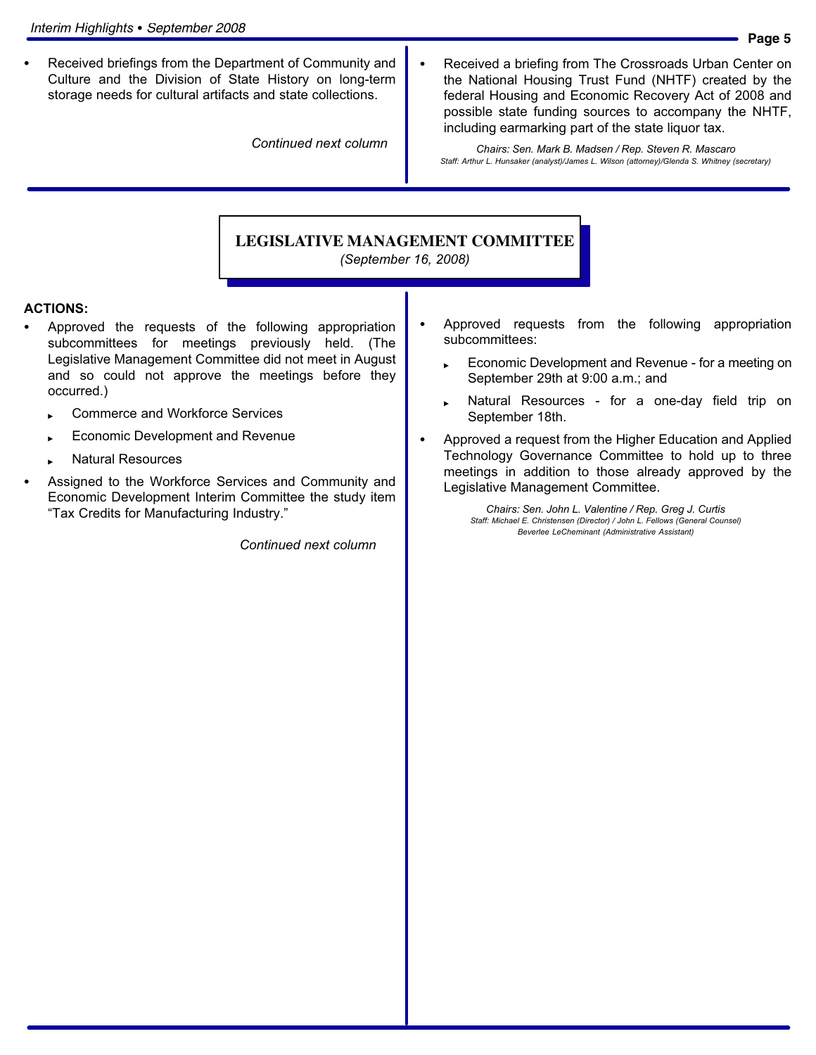- Received briefings from the Department of Community and Culture and the Division of State History on long-term storage needs for cultural artifacts and state collections.

*Continued next column*

- Received a briefing from The Crossroads Urban Center on the National Housing Trust Fund (NHTF) created by the federal Housing and Economic Recovery Act of 2008 and possible state funding sources to accompany the NHTF, including earmarking part of the state liquor tax.

*Chairs: Sen. Mark B. Madsen / Rep. Steven R. Mascaro*
*Staff: Arthur L. Hunsaker (analyst)/James L. Wilson (attorney)/Glenda S. Whitney (secretary)*

## LEGISLATIVE MANAGEMENT COMMITTEE

*(September 16, 2008)*

**ACTIONS:**

- Approved the requests of the following appropriation subcommittees for meetings previously held. (The Legislative Management Committee did not meet in August and so could not approve the meetings before they occurred.)
  - Commerce and Workforce Services
  - Economic Development and Revenue
  - Natural Resources
- Assigned to the Workforce Services and Community and Economic Development Interim Committee the study item "Tax Credits for Manufacturing Industry."

*Continued next column*

- Approved requests from the following appropriation subcommittees:
  - Economic Development and Revenue - for a meeting on September 29th at 9:00 a.m.; and
  - Natural Resources - for a one-day field trip on September 18th.
- Approved a request from the Higher Education and Applied Technology Governance Committee to hold up to three meetings in addition to those already approved by the Legislative Management Committee.

*Chairs: Sen. John L. Valentine / Rep. Greg J. Curtis*
*Staff: Michael E. Christensen (Director) / John L. Fellows (General Counsel)*
*Beverlee LeCheminant (Administrative Assistant)*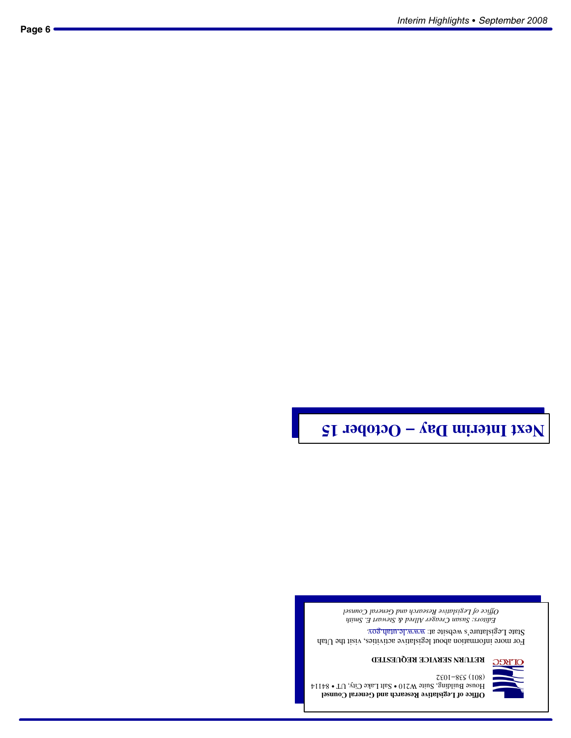## Next Interim Day – October 15

**Office of Legislative Research and General Counsel**
House Building, Suite W210 • Salt Lake City, UT • 84114
(801) 538-1032

OLRGC

**RETURN SERVICE REQUESTED**

For more information about legislative activities, visit the Utah State Legislature's website at: www.le.utah.gov.

*Editors: Susan Creager Allred & Stewart E. Smith*
*Office of Legislative Research and General Counsel*